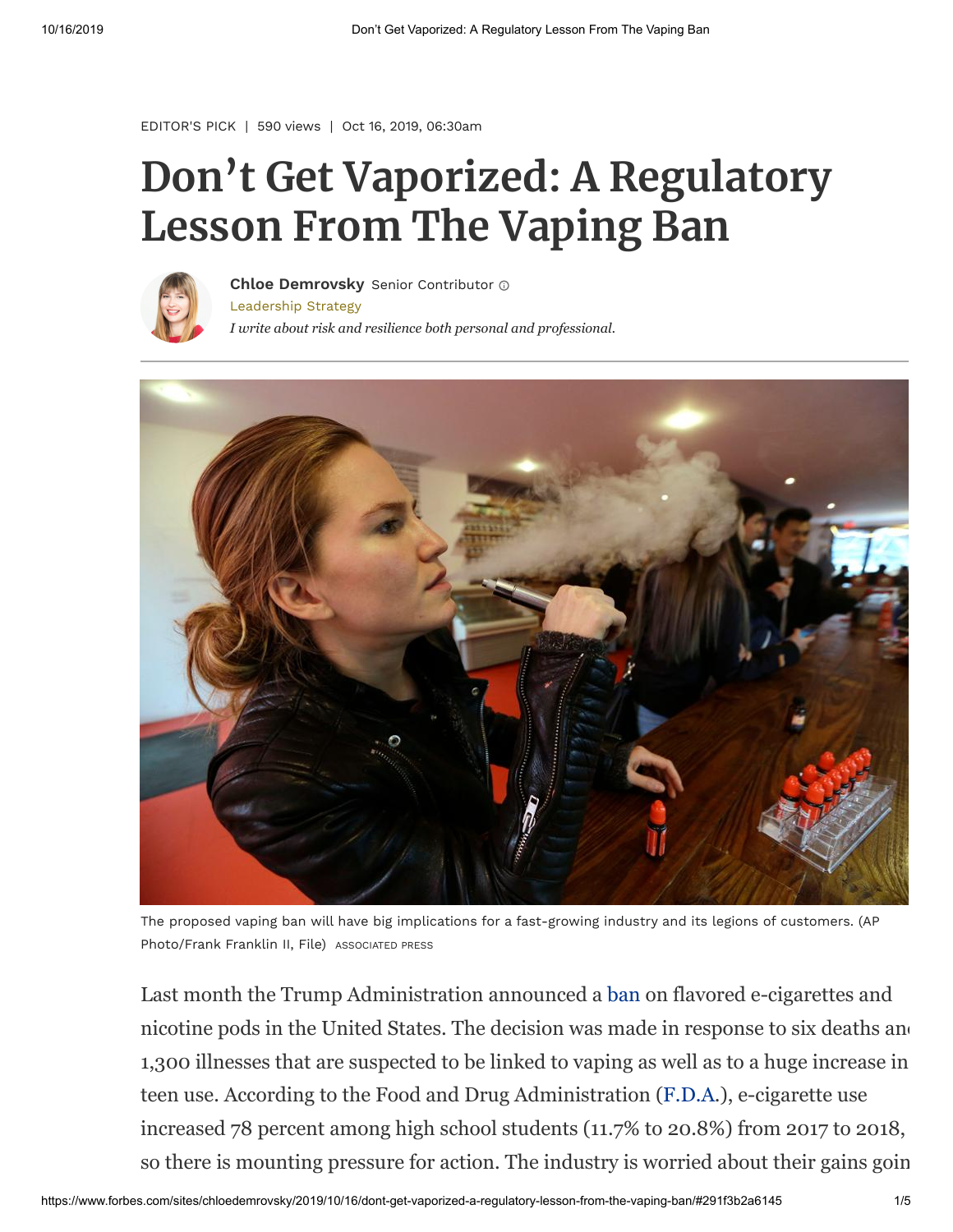EDITOR'S PICK | 590 views | Oct 16, 2019, 06:30am

# Don't Get Vaporized: A Regulatory Lesson From The Vaping Ban

**Chloe Demrovsky** Senior Contributor

Leadership Strategy

*I write about risk and resilience both personal and professional.*

The proposed vaping ban will have big implications for a fast-growing industry and its legions of customers. (AP Photo/Frank Franklin II, File) ASSOCIATED PRESS

Last month the Trump Administration announced a ban on flavored e-cigarettes and nicotine pods in the United States. The decision was made in response to six deaths and 1,300 illnesses that are suspected to be linked to vaping as well as to a huge increase in teen use. According to the Food and Drug Administration (F.D.A.), e-cigarette use increased 78 percent among high school students (11.7% to 20.8%) from 2017 to 2018, so there is mounting pressure for action. The industry is worried about their gains going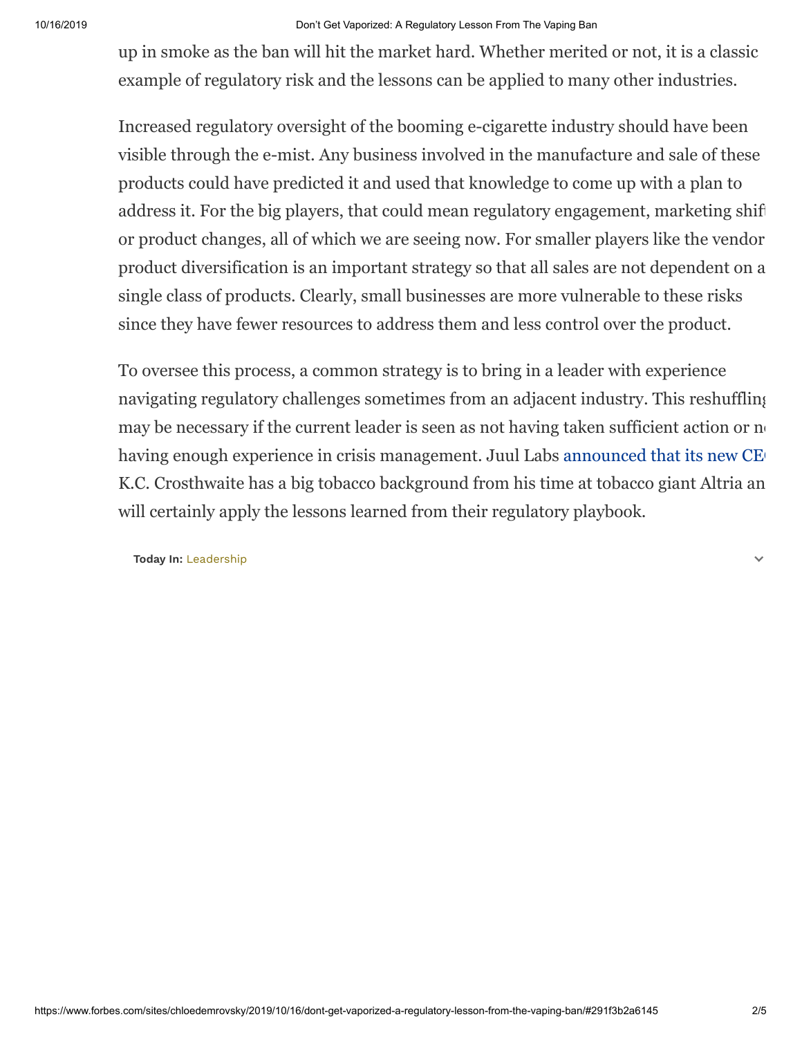up in smoke as the ban will hit the market hard. Whether merited or not, it is a classic example of regulatory risk and the lessons can be applied to many other industries.

Increased regulatory oversight of the booming e-cigarette industry should have been visible through the e-mist. Any business involved in the manufacture and sale of these products could have predicted it and used that knowledge to come up with a plan to address it. For the big players, that could mean regulatory engagement, marketing shift or product changes, all of which we are seeing now. For smaller players like the vendor product diversification is an important strategy so that all sales are not dependent on a single class of products. Clearly, small businesses are more vulnerable to these risks since they have fewer resources to address them and less control over the product.

To oversee this process, a common strategy is to bring in a leader with experience navigating regulatory challenges sometimes from an adjacent industry. This reshuffling may be necessary if the current leader is seen as not having taken sufficient action or n having enough experience in crisis management. Juul Labs announced that its new CE K.C. Crosthwaite has a big tobacco background from his time at tobacco giant Altria an will certainly apply the lessons learned from their regulatory playbook.

**Today In:** Leadership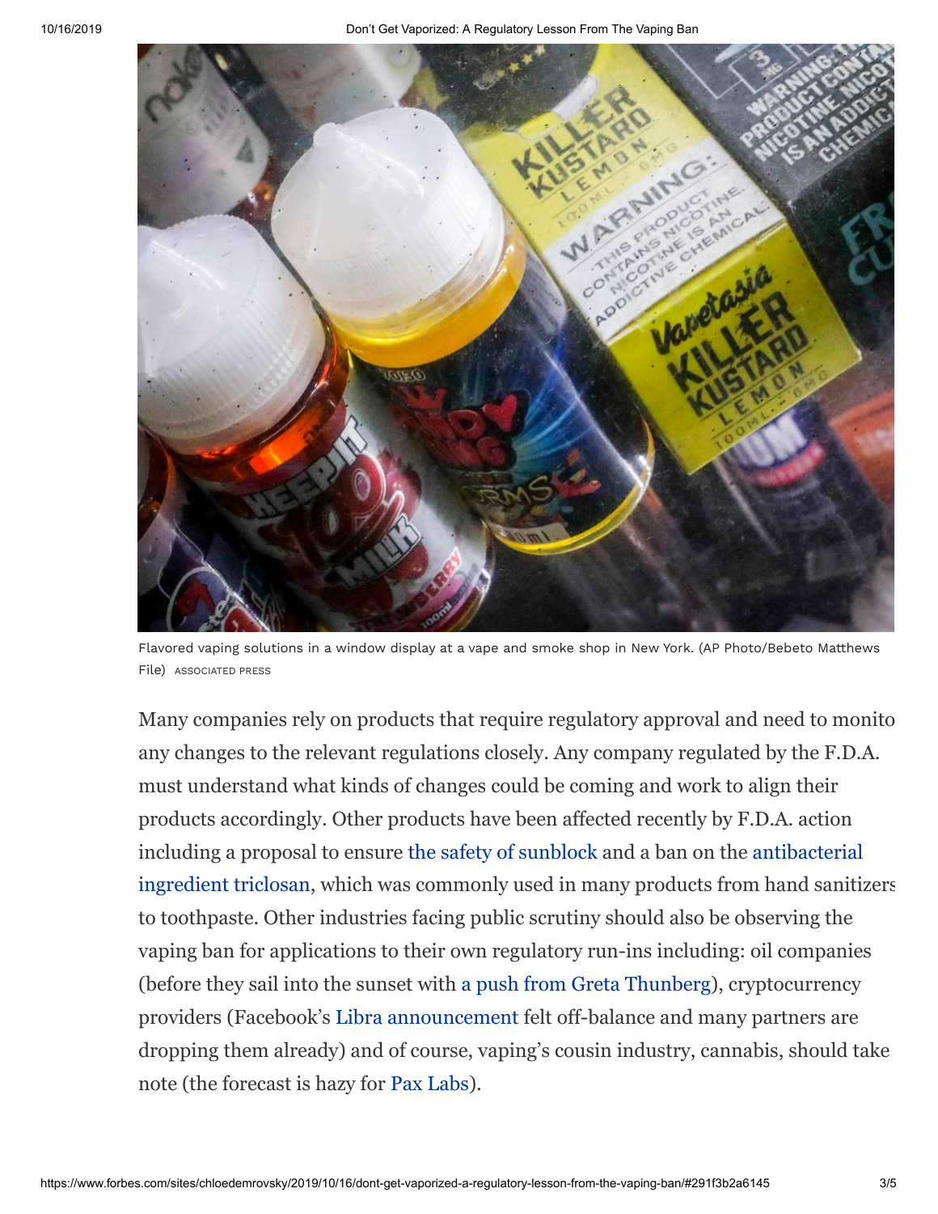Flavored vaping solutions in a window display at a vape and smoke shop in New York. (AP Photo/Bebeto Matthews File) ASSOCIATED PRESS

Many companies rely on products that require regulatory approval and need to monito any changes to the relevant regulations closely. Any company regulated by the F.D.A. must understand what kinds of changes could be coming and work to align their products accordingly. Other products have been affected recently by F.D.A. action including a proposal to ensure the safety of sunblock and a ban on the antibacterial ingredient triclosan, which was commonly used in many products from hand sanitizers to toothpaste. Other industries facing public scrutiny should also be observing the vaping ban for applications to their own regulatory run-ins including: oil companies (before they sail into the sunset with a push from Greta Thunberg), cryptocurrency providers (Facebook's Libra announcement felt off-balance and many partners are dropping them already) and of course, vaping's cousin industry, cannabis, should take note (the forecast is hazy for Pax Labs).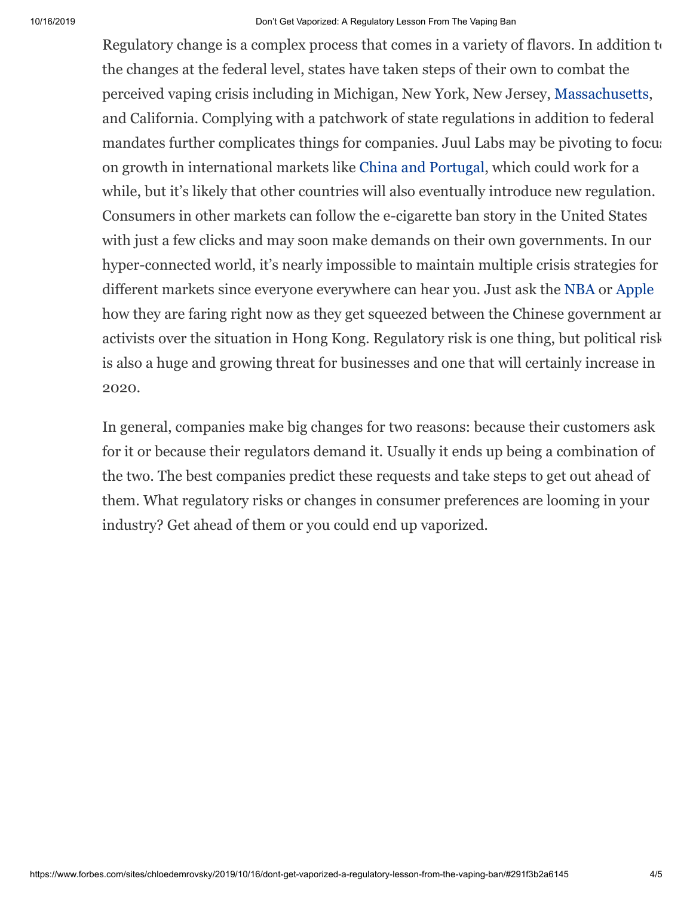Regulatory change is a complex process that comes in a variety of flavors. In addition to the changes at the federal level, states have taken steps of their own to combat the perceived vaping crisis including in Michigan, New York, New Jersey, Massachusetts, and California. Complying with a patchwork of state regulations in addition to federal mandates further complicates things for companies. Juul Labs may be pivoting to focus on growth in international markets like China and Portugal, which could work for a while, but it's likely that other countries will also eventually introduce new regulation. Consumers in other markets can follow the e-cigarette ban story in the United States with just a few clicks and may soon make demands on their own governments. In our hyper-connected world, it's nearly impossible to maintain multiple crisis strategies for different markets since everyone everywhere can hear you. Just ask the NBA or Apple how they are faring right now as they get squeezed between the Chinese government and activists over the situation in Hong Kong. Regulatory risk is one thing, but political risk is also a huge and growing threat for businesses and one that will certainly increase in 2020.

In general, companies make big changes for two reasons: because their customers ask for it or because their regulators demand it. Usually it ends up being a combination of the two. The best companies predict these requests and take steps to get out ahead of them. What regulatory risks or changes in consumer preferences are looming in your industry? Get ahead of them or you could end up vaporized.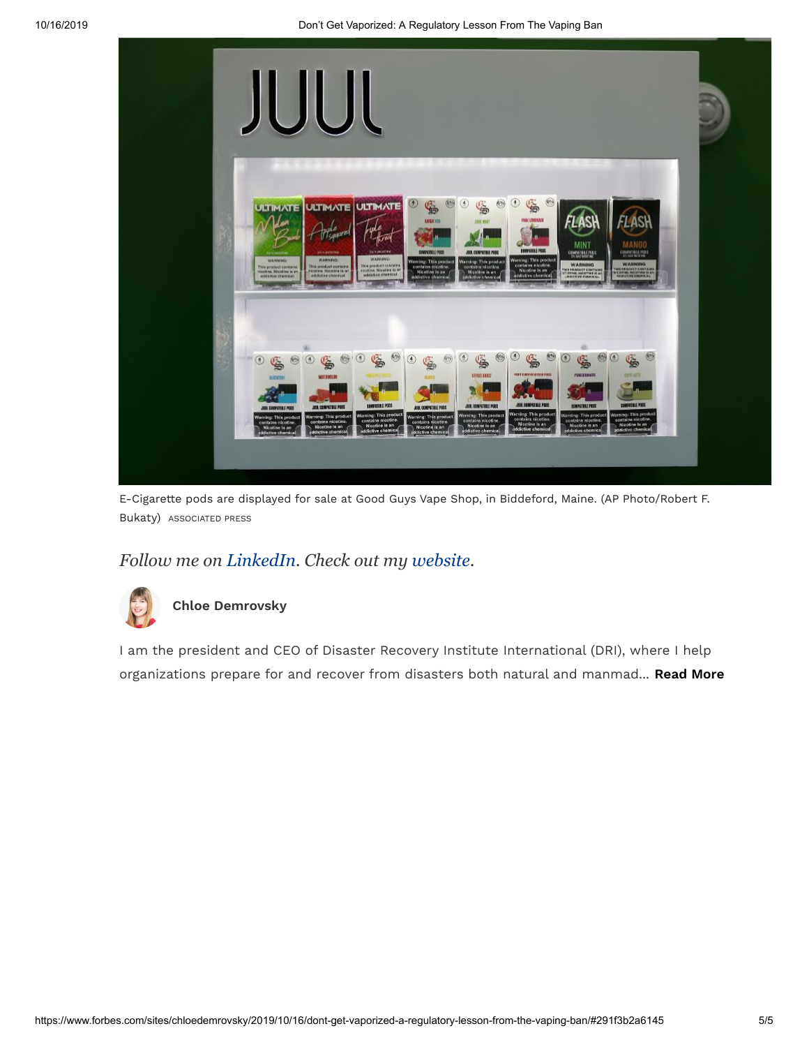E-Cigarette pods are displayed for sale at Good Guys Vape Shop, in Biddeford, Maine. (AP Photo/Robert F. Bukaty) ASSOCIATED PRESS

*Follow me on [LinkedIn](). Check out my [website]().*

**Chloe Demrovsky**

I am the president and CEO of Disaster Recovery Institute International (DRI), where I help organizations prepare for and recover from disasters both natural and manmad... **Read More**